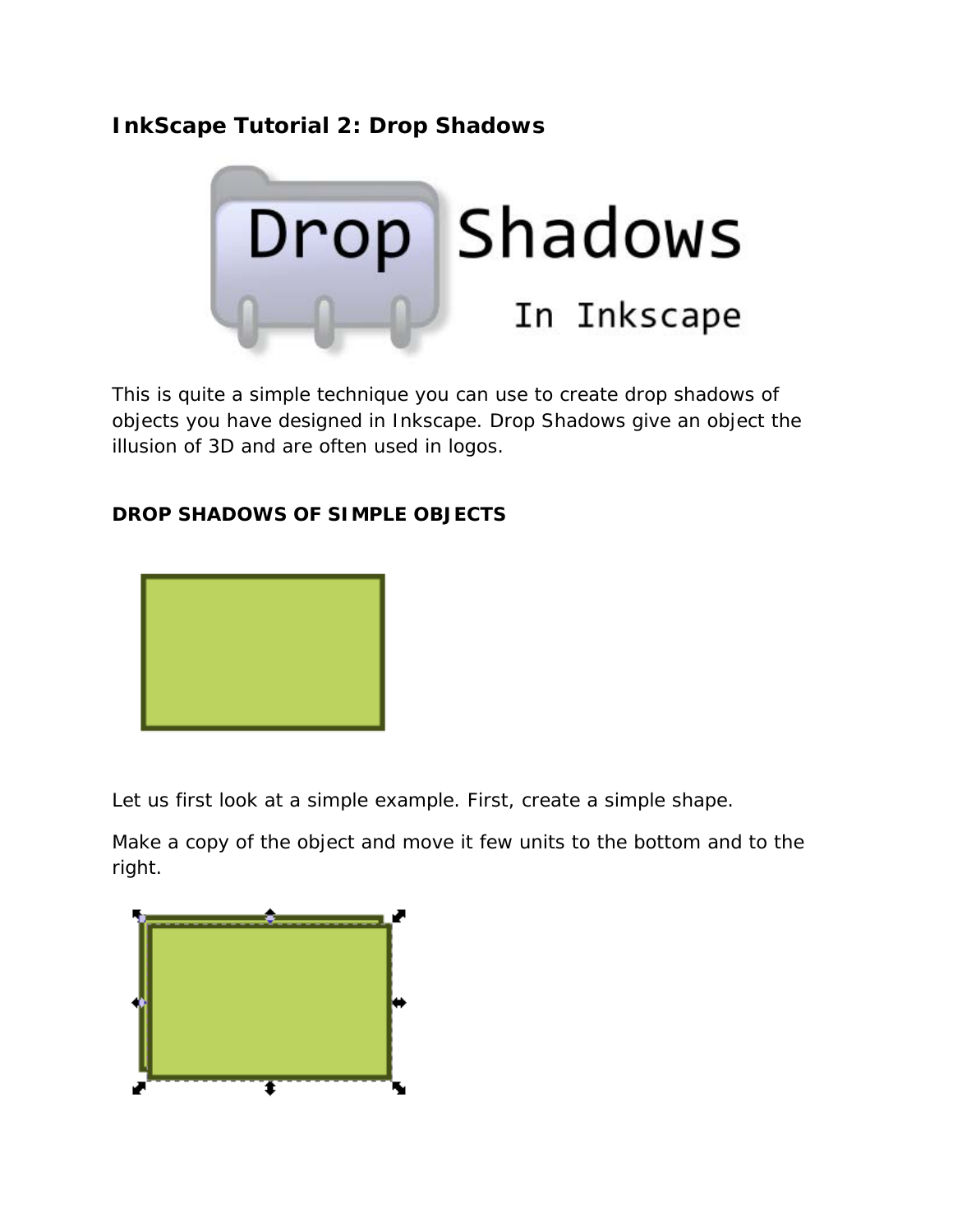# InkScape Tutorial 2: Drop Shadows

This is quite a simple technique you can use to create drop shadows of objects you have designed in Inkscape. Drop Shadows give an object the illusion of 3D and are often used in logos.

## DROP SHADOWS OF SIMPLE OBJECTS

Let us first look at a simple example. First, create a simple shape.

Make a copy of the object and move it few units to the bottom and to the right.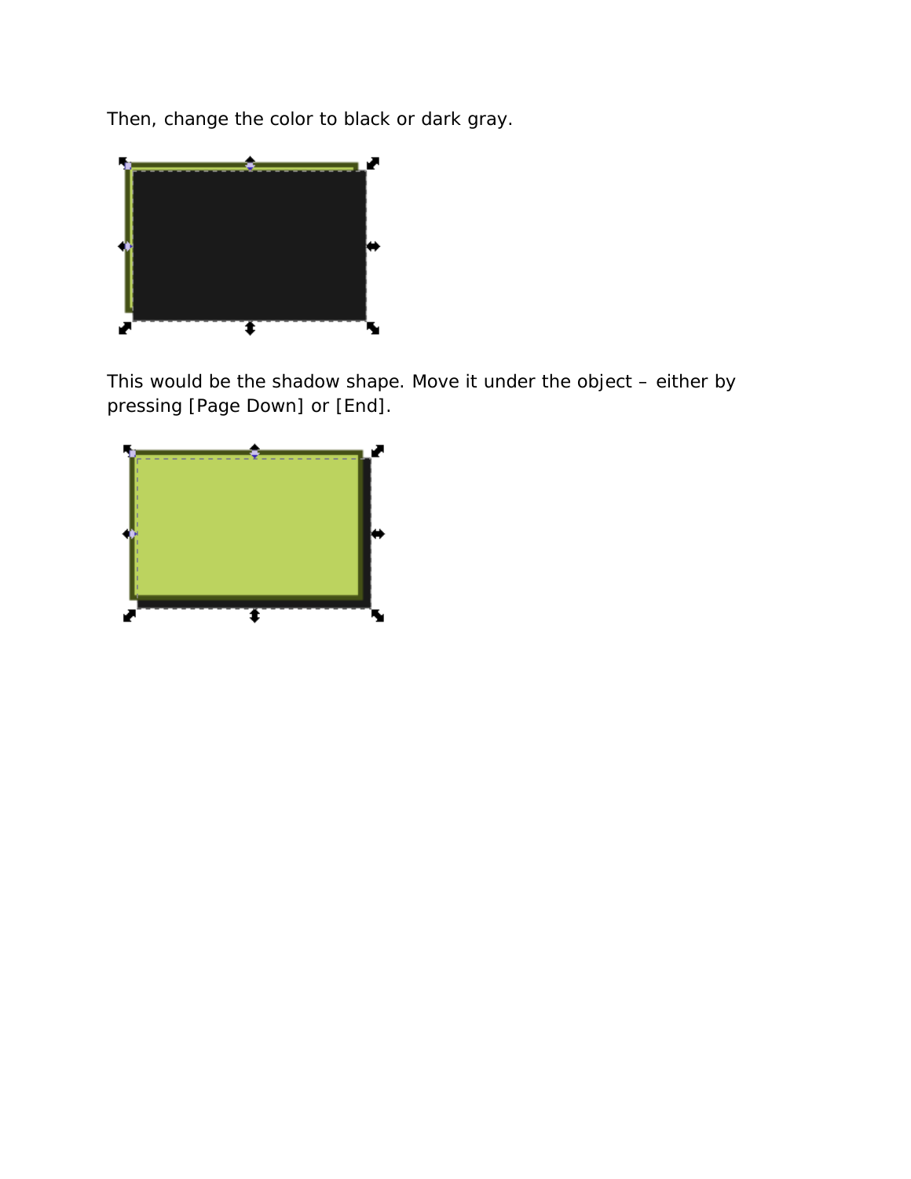Then, change the color to black or dark gray.

This would be the shadow shape. Move it under the object – either by pressing [Page Down] or [End].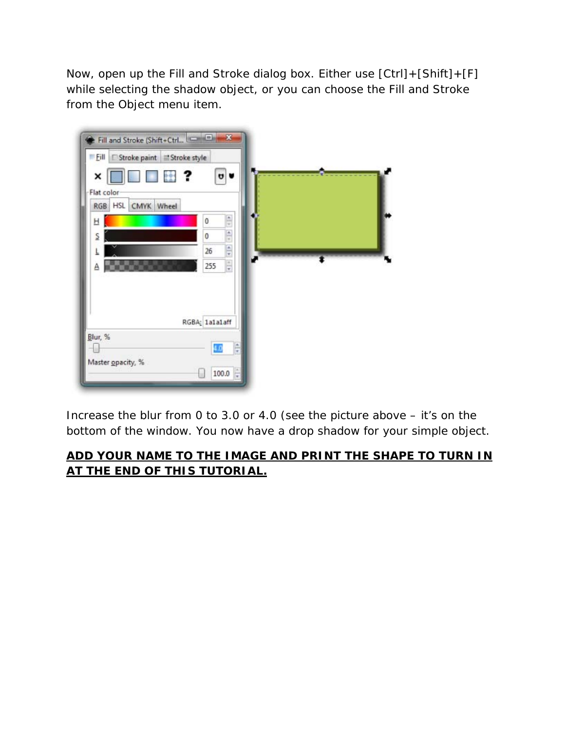Now, open up the Fill and Stroke dialog box. Either use [Ctrl]+[Shift]+[F] while selecting the shadow object, or you can choose the Fill and Stroke from the Object menu item.

Increase the blur from 0 to 3.0 or 4.0 (see the picture above – it's on the bottom of the window. You now have a drop shadow for your simple object.

<u>**ADD YOUR NAME TO THE IMAGE AND PRINT THE SHAPE TO TURN IN AT THE END OF THIS TUTORIAL.**</u>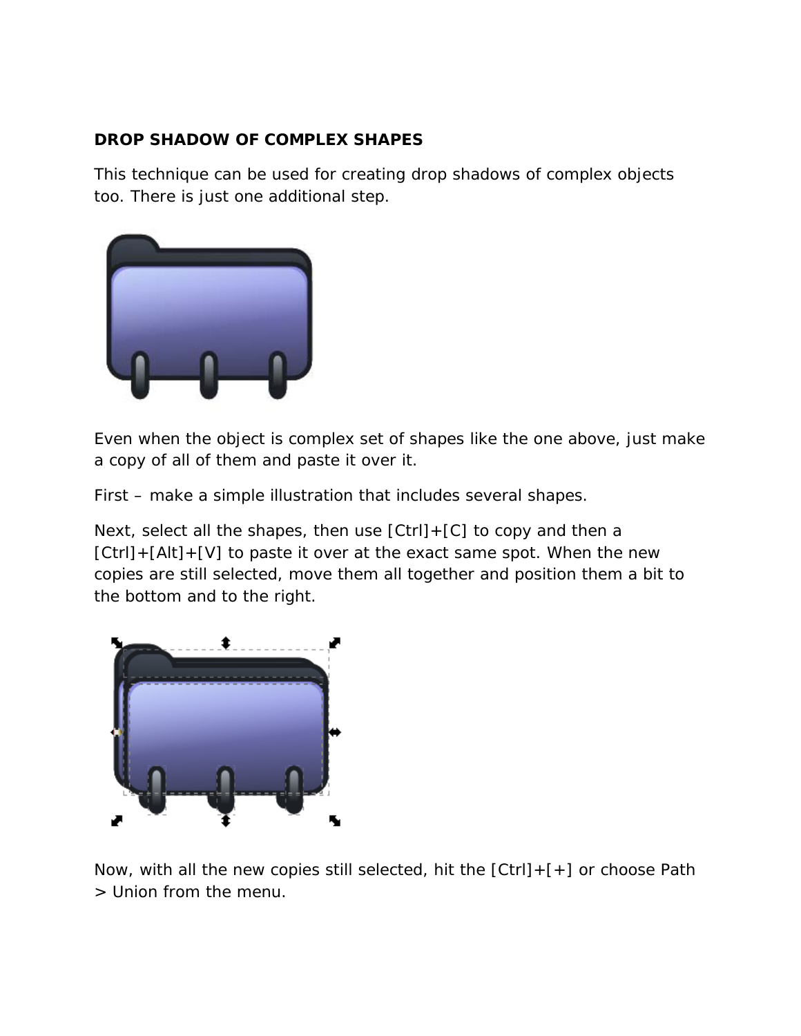**DROP SHADOW OF COMPLEX SHAPES**

This technique can be used for creating drop shadows of complex objects too. There is just one additional step.

Even when the object is complex set of shapes like the one above, just make a copy of all of them and paste it over it.

First – make a simple illustration that includes several shapes.

Next, select all the shapes, then use [Ctrl]+[C] to copy and then a [Ctrl]+[Alt]+[V] to paste it over at the exact same spot. When the new copies are still selected, move them all together and position them a bit to the bottom and to the right.

Now, with all the new copies still selected, hit the [Ctrl]+[+] or choose Path > Union from the menu.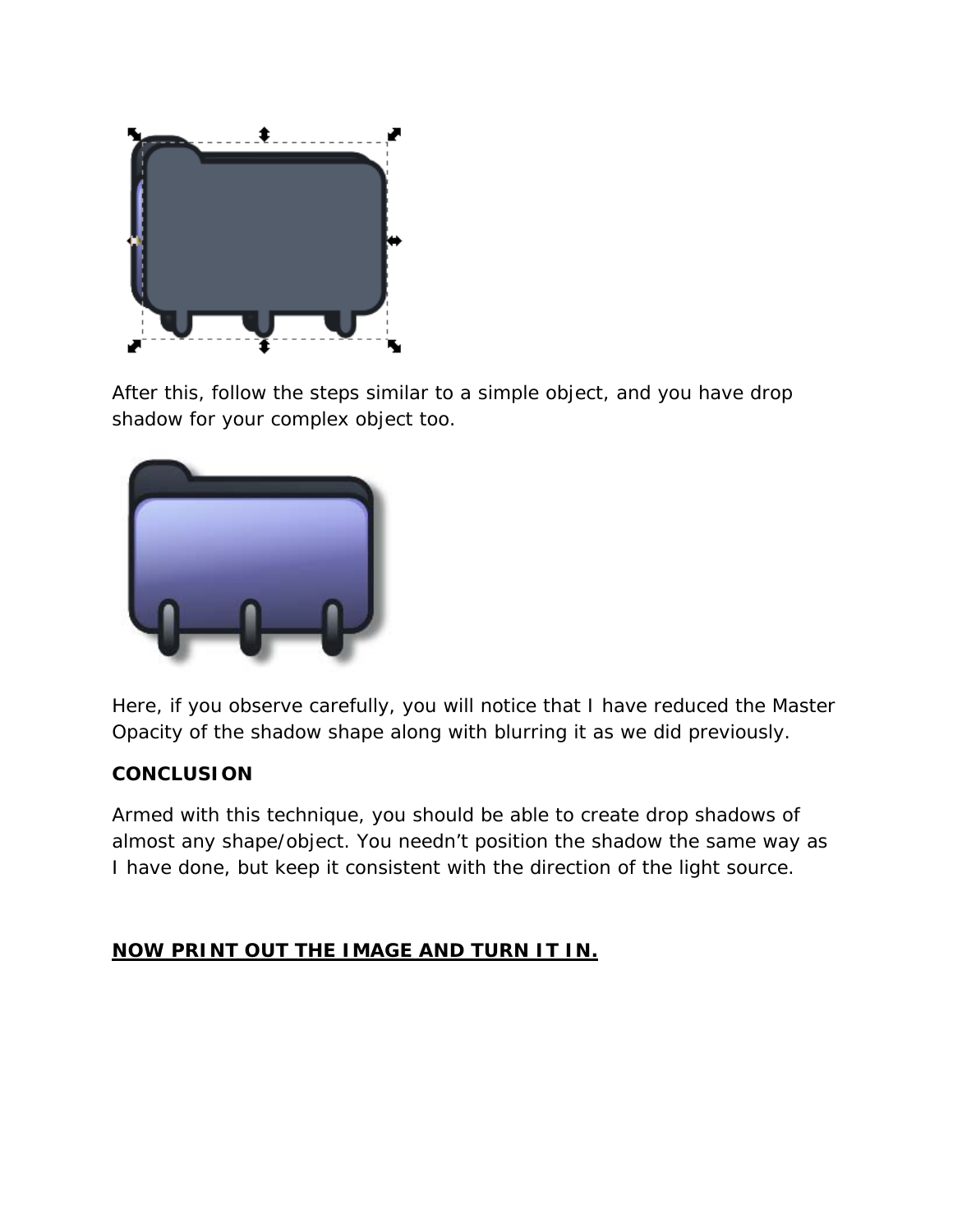After this, follow the steps similar to a simple object, and you have drop shadow for your complex object too.

Here, if you observe carefully, you will notice that I have reduced the Master Opacity of the shadow shape along with blurring it as we did previously.

**CONCLUSION**

Armed with this technique, you should be able to create drop shadows of almost any shape/object. You needn't position the shadow the same way as I have done, but keep it consistent with the direction of the light source.

**NOW PRINT OUT THE IMAGE AND TURN IT IN.**